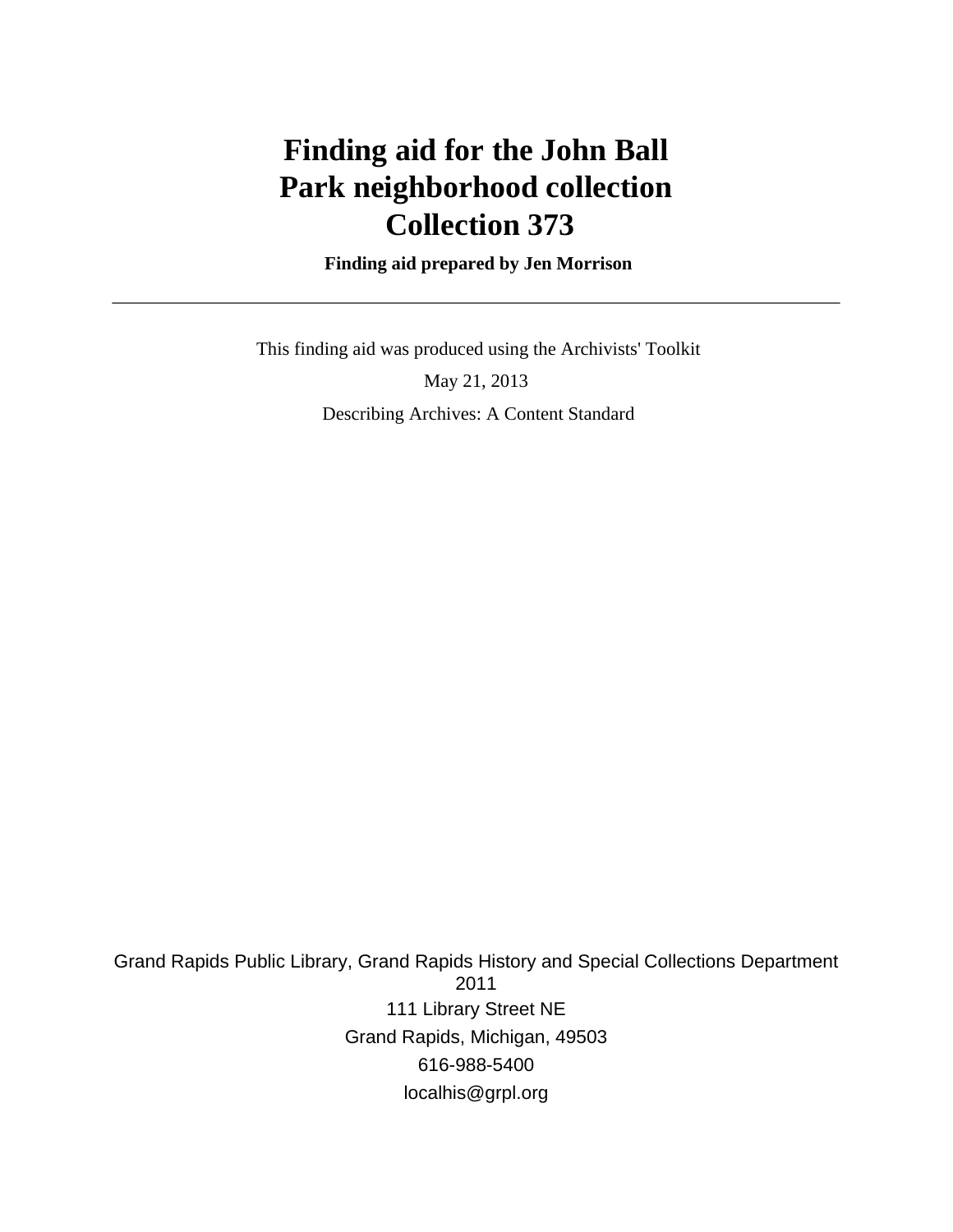# Finding aid for the John Ball Park neighborhood collection Collection 373

**Finding aid prepared by Jen Morrison**

---

This finding aid was produced using the Archivists' Toolkit

May 21, 2013

Describing Archives: A Content Standard

Grand Rapids Public Library, Grand Rapids History and Special Collections Department
2011

111 Library Street NE

Grand Rapids, Michigan, 49503

616-988-5400

localhis@grpl.org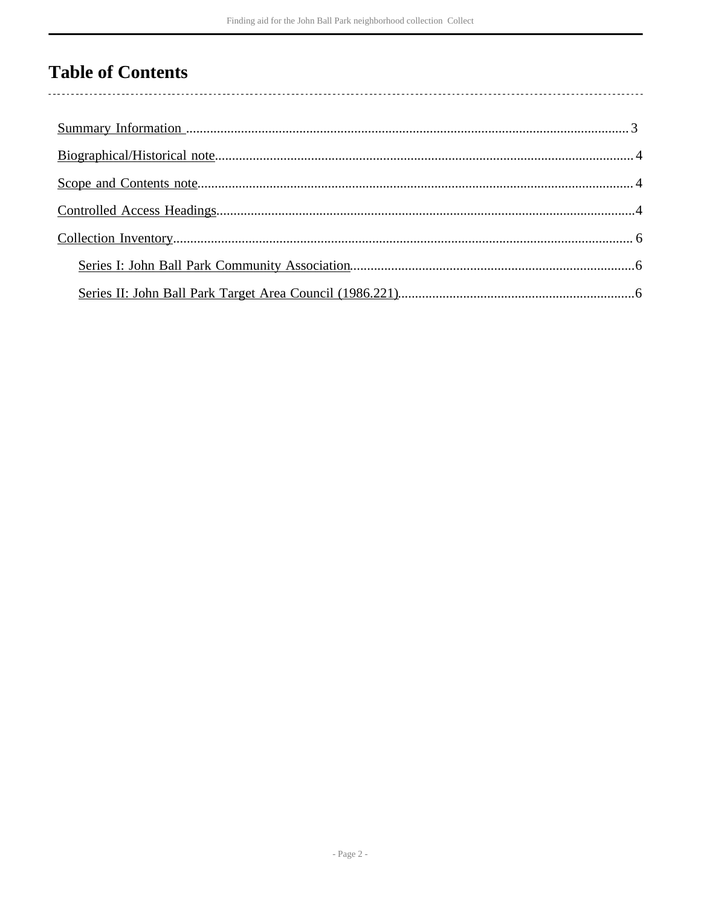# Table of Contents

- Summary Information ..... 3
- Biographical/Historical note ..... 4
- Scope and Contents note ..... 4
- Controlled Access Headings ..... 4
- Collection Inventory ..... 6
  - Series I: John Ball Park Community Association ..... 6
  - Series II: John Ball Park Target Area Council (1986.221) ..... 6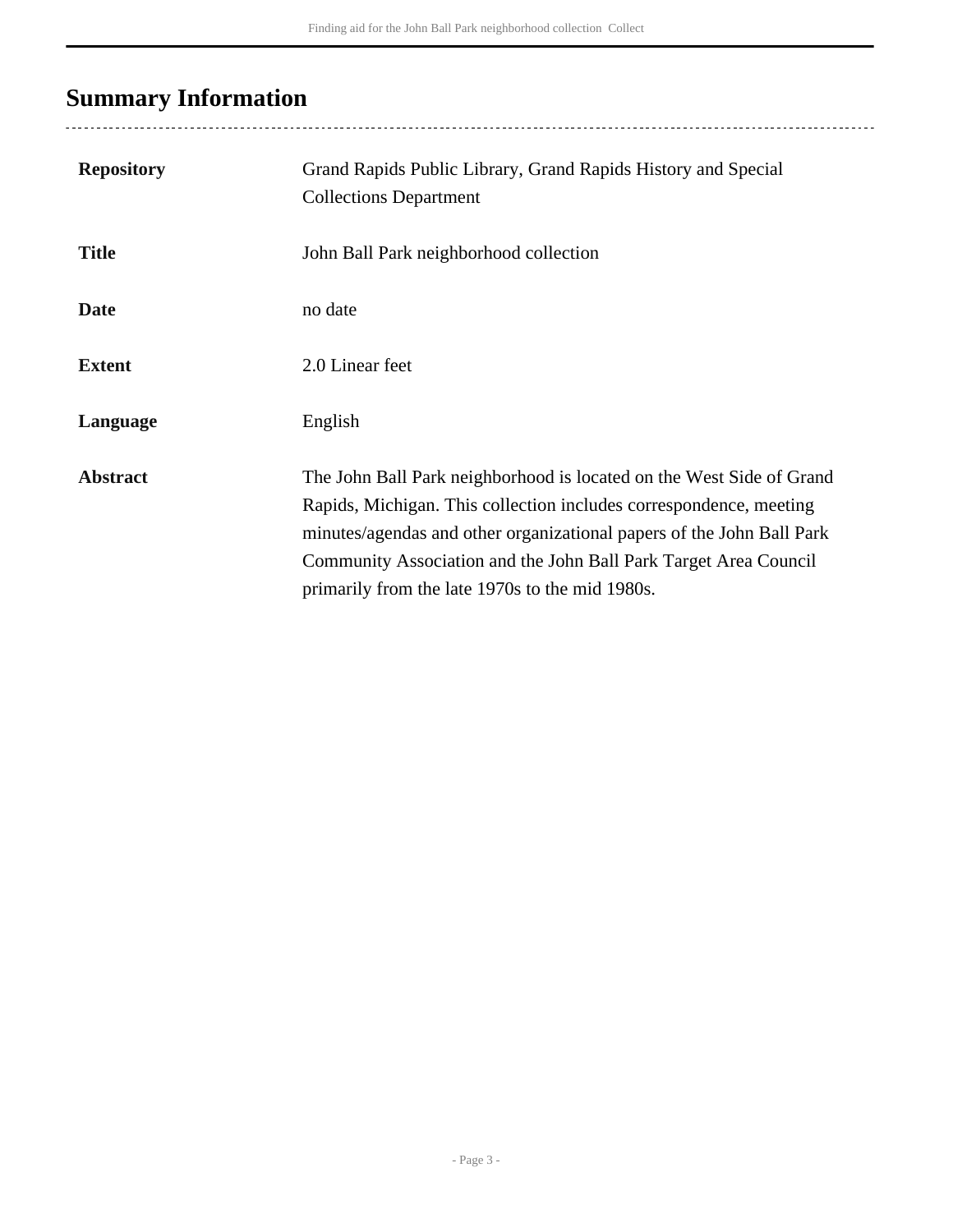## Summary Information

| | |
|---|---|
| **Repository** | Grand Rapids Public Library, Grand Rapids History and Special Collections Department |
| **Title** | John Ball Park neighborhood collection |
| **Date** | no date |
| **Extent** | 2.0 Linear feet |
| **Language** | English |
| **Abstract** | The John Ball Park neighborhood is located on the West Side of Grand Rapids, Michigan. This collection includes correspondence, meeting minutes/agendas and other organizational papers of the John Ball Park Community Association and the John Ball Park Target Area Council primarily from the late 1970s to the mid 1980s. |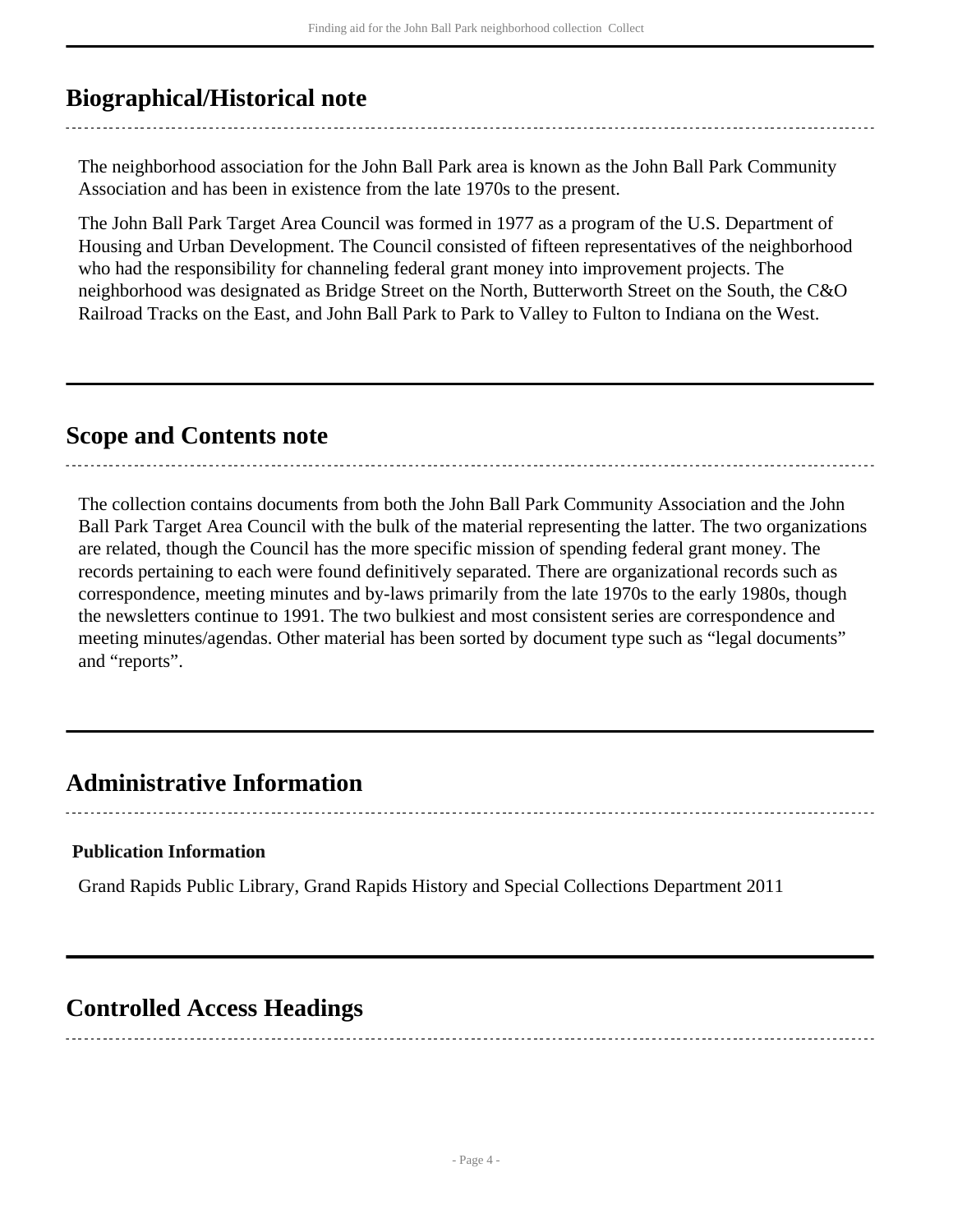## Biographical/Historical note

The neighborhood association for the John Ball Park area is known as the John Ball Park Community Association and has been in existence from the late 1970s to the present.

The John Ball Park Target Area Council was formed in 1977 as a program of the U.S. Department of Housing and Urban Development. The Council consisted of fifteen representatives of the neighborhood who had the responsibility for channeling federal grant money into improvement projects. The neighborhood was designated as Bridge Street on the North, Butterworth Street on the South, the C&O Railroad Tracks on the East, and John Ball Park to Park to Valley to Fulton to Indiana on the West.

## Scope and Contents note

The collection contains documents from both the John Ball Park Community Association and the John Ball Park Target Area Council with the bulk of the material representing the latter. The two organizations are related, though the Council has the more specific mission of spending federal grant money. The records pertaining to each were found definitively separated. There are organizational records such as correspondence, meeting minutes and by-laws primarily from the late 1970s to the early 1980s, though the newsletters continue to 1991. The two bulkiest and most consistent series are correspondence and meeting minutes/agendas. Other material has been sorted by document type such as “legal documents” and “reports”.

## Administrative Information

### Publication Information

Grand Rapids Public Library, Grand Rapids History and Special Collections Department 2011

## Controlled Access Headings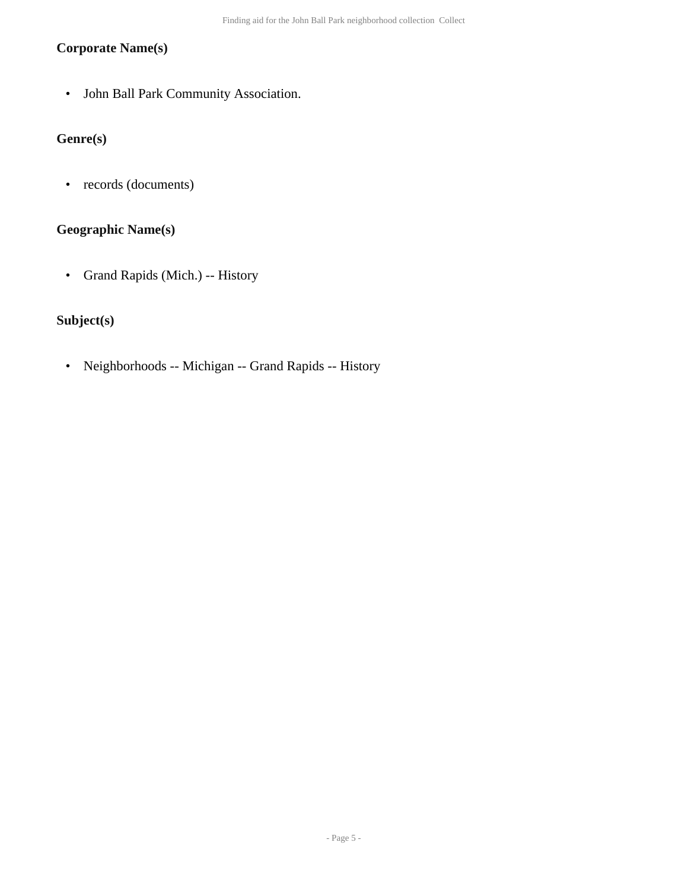### Corporate Name(s)

- John Ball Park Community Association.

### Genre(s)

- records (documents)

### Geographic Name(s)

- Grand Rapids (Mich.) -- History

### Subject(s)

- Neighborhoods -- Michigan -- Grand Rapids -- History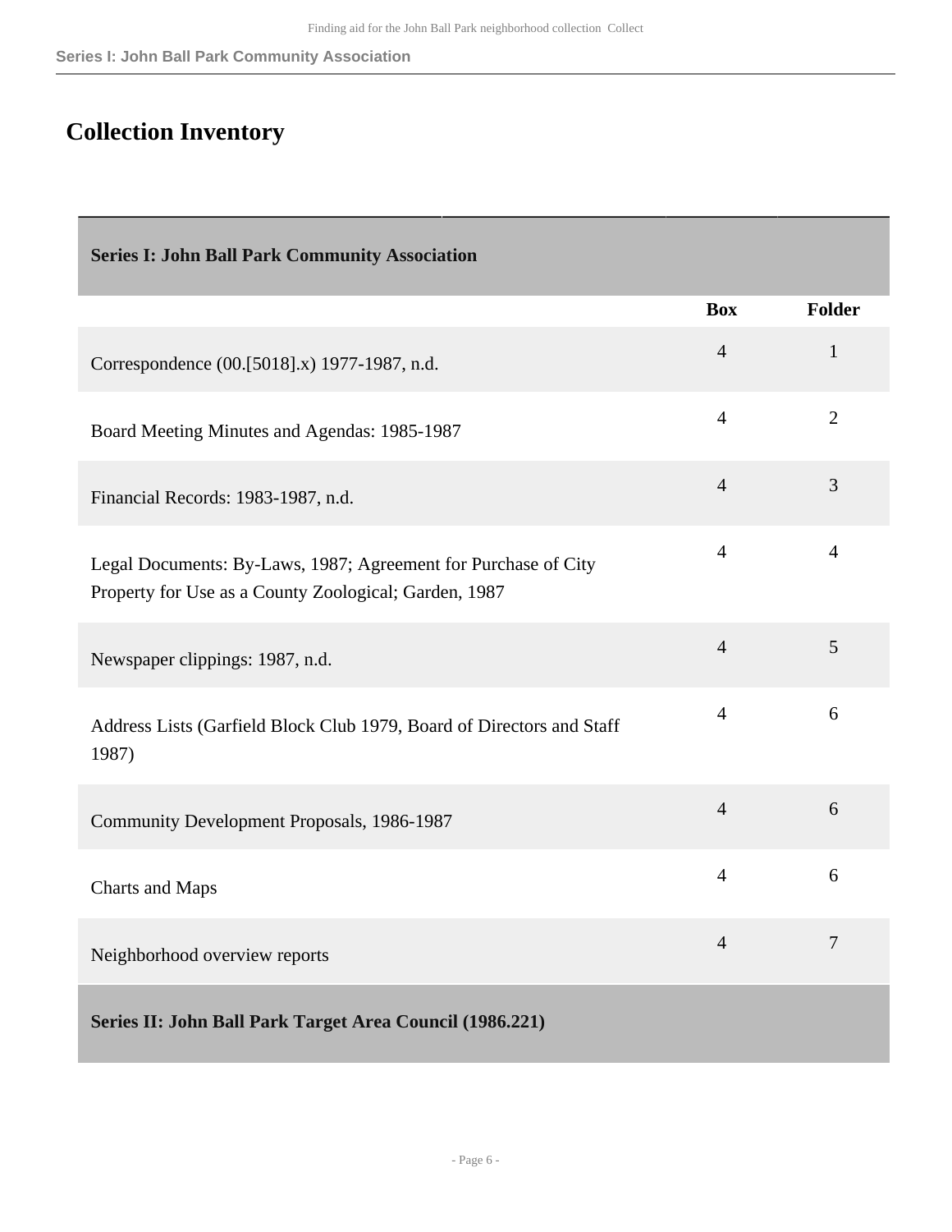## Collection Inventory

| Series I: John Ball Park Community Association | | |
|---|---|---|
| | **Box** | **Folder** |
| Correspondence (00.[5018].x) 1977-1987, n.d. | 4 | 1 |
| Board Meeting Minutes and Agendas: 1985-1987 | 4 | 2 |
| Financial Records: 1983-1987, n.d. | 4 | 3 |
| Legal Documents: By-Laws, 1987; Agreement for Purchase of City Property for Use as a County Zoological; Garden, 1987 | 4 | 4 |
| Newspaper clippings: 1987, n.d. | 4 | 5 |
| Address Lists (Garfield Block Club 1979, Board of Directors and Staff 1987) | 4 | 6 |
| Community Development Proposals, 1986-1987 | 4 | 6 |
| Charts and Maps | 4 | 6 |
| Neighborhood overview reports | 4 | 7 |
| **Series II: John Ball Park Target Area Council (1986.221)** | | |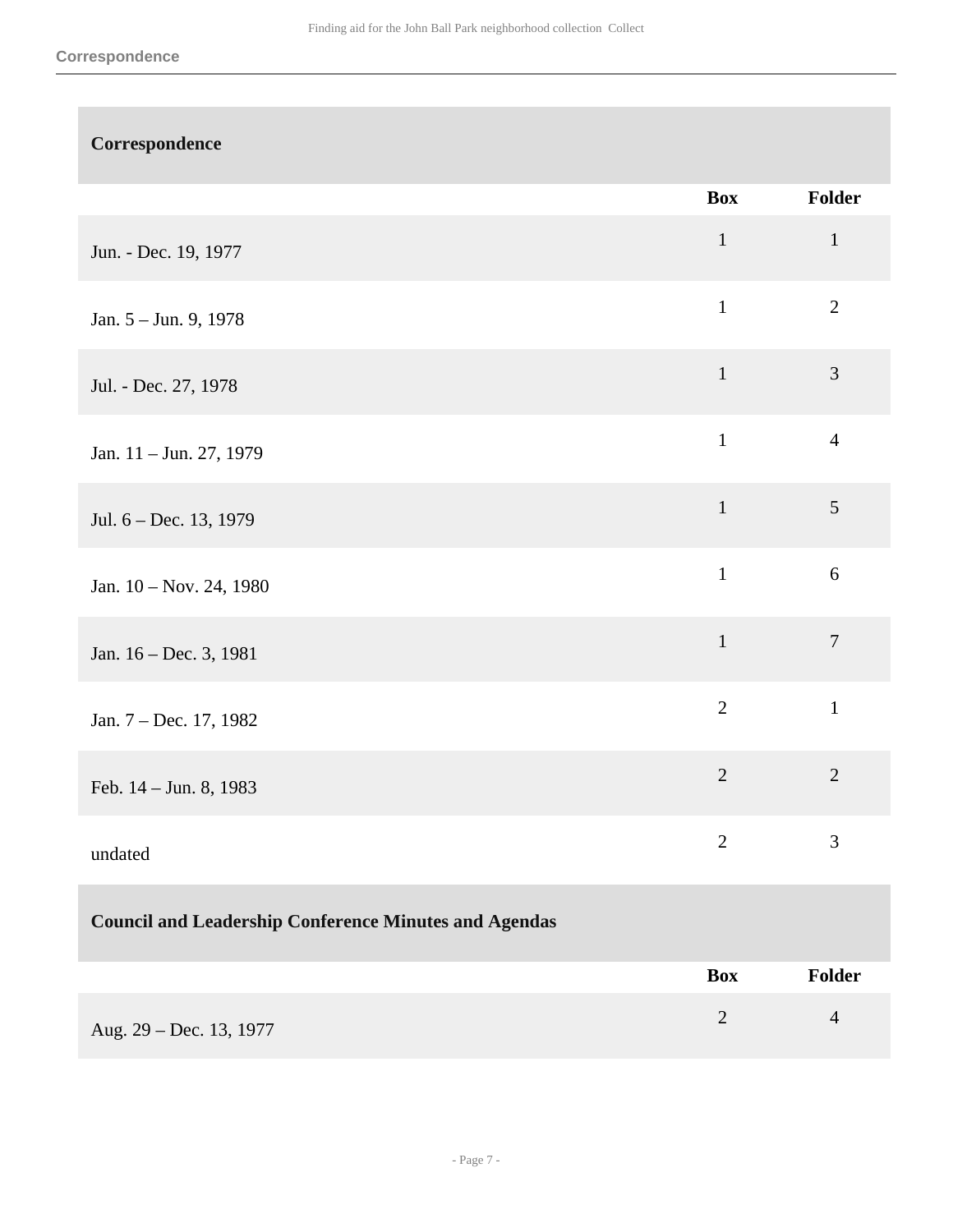## Correspondence

| | Box | Folder |
|---|---|---|
| Jun. - Dec. 19, 1977 | 1 | 1 |
| Jan. 5 – Jun. 9, 1978 | 1 | 2 |
| Jul. - Dec. 27, 1978 | 1 | 3 |
| Jan. 11 – Jun. 27, 1979 | 1 | 4 |
| Jul. 6 – Dec. 13, 1979 | 1 | 5 |
| Jan. 10 – Nov. 24, 1980 | 1 | 6 |
| Jan. 16 – Dec. 3, 1981 | 1 | 7 |
| Jan. 7 – Dec. 17, 1982 | 2 | 1 |
| Feb. 14 – Jun. 8, 1983 | 2 | 2 |
| undated | 2 | 3 |

## Council and Leadership Conference Minutes and Agendas

| | Box | Folder |
|---|---|---|
| Aug. 29 – Dec. 13, 1977 | 2 | 4 |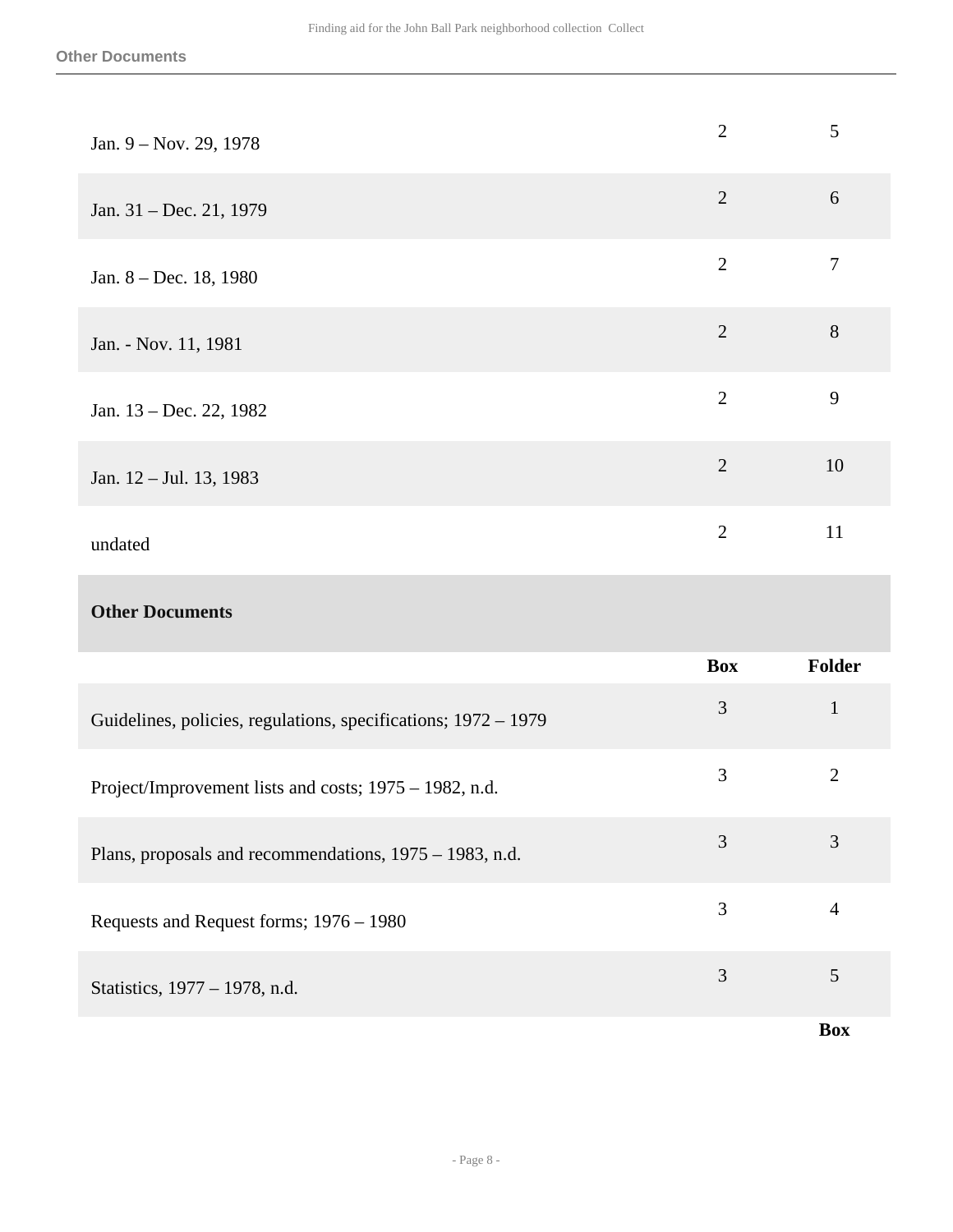| | Box | Folder |
|---|---|---|
| Jan. 9 – Nov. 29, 1978 | 2 | 5 |
| Jan. 31 – Dec. 21, 1979 | 2 | 6 |
| Jan. 8 – Dec. 18, 1980 | 2 | 7 |
| Jan. - Nov. 11, 1981 | 2 | 8 |
| Jan. 13 – Dec. 22, 1982 | 2 | 9 |
| Jan. 12 – Jul. 13, 1983 | 2 | 10 |
| undated | 2 | 11 |

### Other Documents

| | Box | Folder |
|---|---|---|
| Guidelines, policies, regulations, specifications; 1972 – 1979 | 3 | 1 |
| Project/Improvement lists and costs; 1975 – 1982, n.d. | 3 | 2 |
| Plans, proposals and recommendations, 1975 – 1983, n.d. | 3 | 3 |
| Requests and Request forms; 1976 – 1980 | 3 | 4 |
| Statistics, 1977 – 1978, n.d. | 3 | 5 |

Box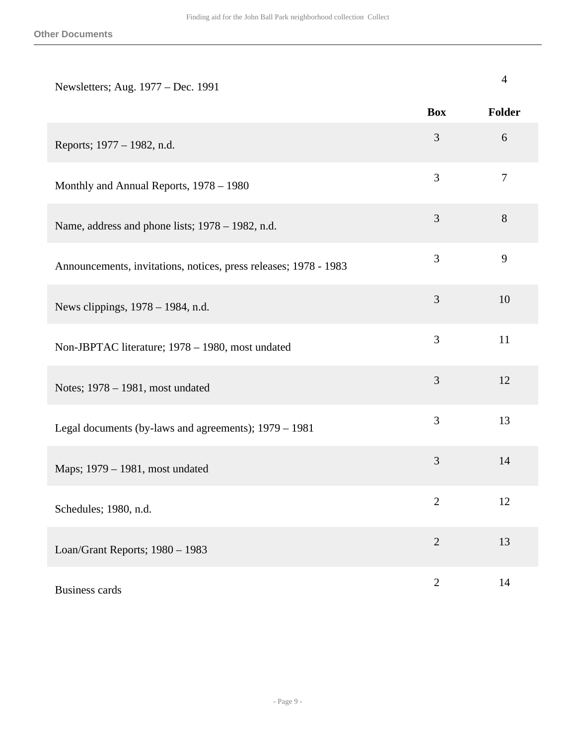## Other Documents

| | Box | Folder |
|---|---|---|
| Newsletters; Aug. 1977 – Dec. 1991 | | 4 |
| Reports; 1977 – 1982, n.d. | 3 | 6 |
| Monthly and Annual Reports, 1978 – 1980 | 3 | 7 |
| Name, address and phone lists; 1978 – 1982, n.d. | 3 | 8 |
| Announcements, invitations, notices, press releases; 1978 - 1983 | 3 | 9 |
| News clippings, 1978 – 1984, n.d. | 3 | 10 |
| Non-JBPTAC literature; 1978 – 1980, most undated | 3 | 11 |
| Notes; 1978 – 1981, most undated | 3 | 12 |
| Legal documents (by-laws and agreements); 1979 – 1981 | 3 | 13 |
| Maps; 1979 – 1981, most undated | 3 | 14 |
| Schedules; 1980, n.d. | 2 | 12 |
| Loan/Grant Reports; 1980 – 1983 | 2 | 13 |
| Business cards | 2 | 14 |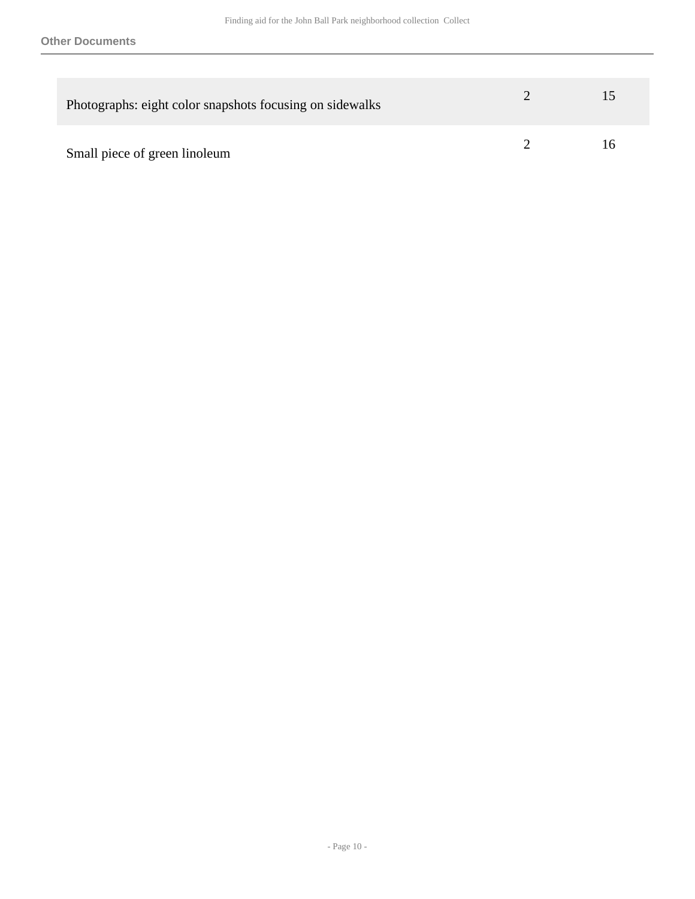| | | |
|---|---|---|
| Photographs: eight color snapshots focusing on sidewalks | 2 | 15 |
| Small piece of green linoleum | 2 | 16 |